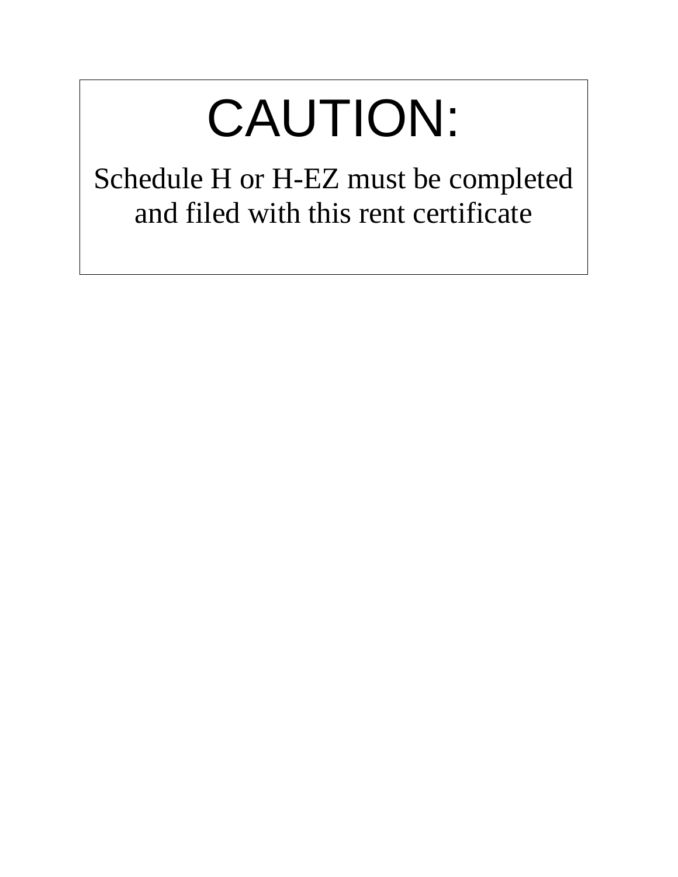# CAUTION:

Schedule H or H-EZ must be completed and filed with this rent certificate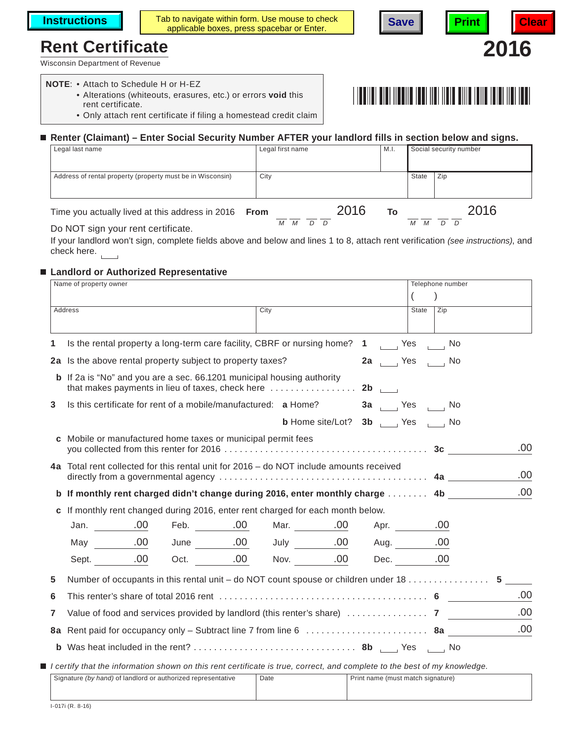Instructions | Tab to navigate within form. Use mouse to check applicable boxes, press spacebar or Enter. | Save | Print | Clear

# Rent Certificate

**2016**

Wisconsin Department of Revenue

**NOTE**:
- Attach to Schedule H or H-EZ
- Alterations (whiteouts, erasures, etc.) or errors **void** this rent certificate.
- Only attach rent certificate if filing a homestead credit claim

## Renter (Claimant) – Enter Social Security Number AFTER your landlord fills in section below and signs.

| Legal last name | Legal first name | M.I. | Social security number | |
|---|---|---|---|---|
| | | | | |
| Address of rental property (property must be in Wisconsin) | City | | State | Zip |
| | | | | |

Time you actually lived at this address in 2016 **From** __ __ __ __ (M M D D) 2016 **To** __ __ __ __ (M M D D) 2016

Do NOT sign your rent certificate.

If your landlord won't sign, complete fields above and below and lines 1 to 8, attach rent verification *(see instructions)*, and check here. ☐

## Landlord or Authorized Representative

| Name of property owner | | Telephone number | |
|---|---|---|---|
| | | ( ) | |
| Address | City | State | Zip |
| | | | |

**1** Is the rental property a long-term care facility, CBRF or nursing home? **1** ☐ Yes ☐ No

**2a** Is the above rental property subject to property taxes? **2a** ☐ Yes ☐ No

**b** If 2a is "No" and you are a sec. 66.1201 municipal housing authority that makes payments in lieu of taxes, check here . . . . . . . . . . . . . . . . **2b** ☐

**3** Is this certificate for rent of a mobile/manufactured: **a** Home? **3a** ☐ Yes ☐ No

**b** Home site/Lot? **3b** ☐ Yes ☐ No

**c** Mobile or manufactured home taxes or municipal permit fees you collected from this renter for 2016 . . . . . . . . . . . . . . . . . . . . . . . . . . . . . . . . . . . . . . . **3c** ________ .00

**4a** Total rent collected for this rental unit for 2016 – do NOT include amounts received directly from a governmental agency . . . . . . . . . . . . . . . . . . . . . . . . . . . . . . . . . . . . . . **4a** ________ .00

**b** **If monthly rent charged didn't change during 2016, enter monthly charge** . . . . . . . . **4b** ________ .00

**c** If monthly rent changed during 2016, enter rent charged for each month below.

| | | | | | | | |
|---|---|---|---|---|---|---|---|
| Jan. | .00 | Feb. | .00 | Mar. | .00 | Apr. | .00 |
| May | .00 | June | .00 | July | .00 | Aug. | .00 |
| Sept. | .00 | Oct. | .00 | Nov. | .00 | Dec. | .00 |

**5** Number of occupants in this rental unit – do NOT count spouse or children under 18 . . . . . . . . . . . . . . . . **5** ________

**6** This renter's share of total 2016 rent . . . . . . . . . . . . . . . . . . . . . . . . . . . . . . . . . . . . . . . . **6** ________ .00

**7** Value of food and services provided by landlord (this renter's share) . . . . . . . . . . . . . . . . **7** ________ .00

**8a** Rent paid for occupancy only – Subtract line 7 from line 6 . . . . . . . . . . . . . . . . . . . . . . . . **8a** ________ .00

**b** Was heat included in the rent? . . . . . . . . . . . . . . . . . . . . . . . . . . . . . . . . **8b** ☐ Yes ☐ No

*I certify that the information shown on this rent certificate is true, correct, and complete to the best of my knowledge.*

| Signature *(by hand)* of landlord or authorized representative | Date | Print name (must match signature) |
|---|---|---|
| | | |

I-017i (R. 8-16)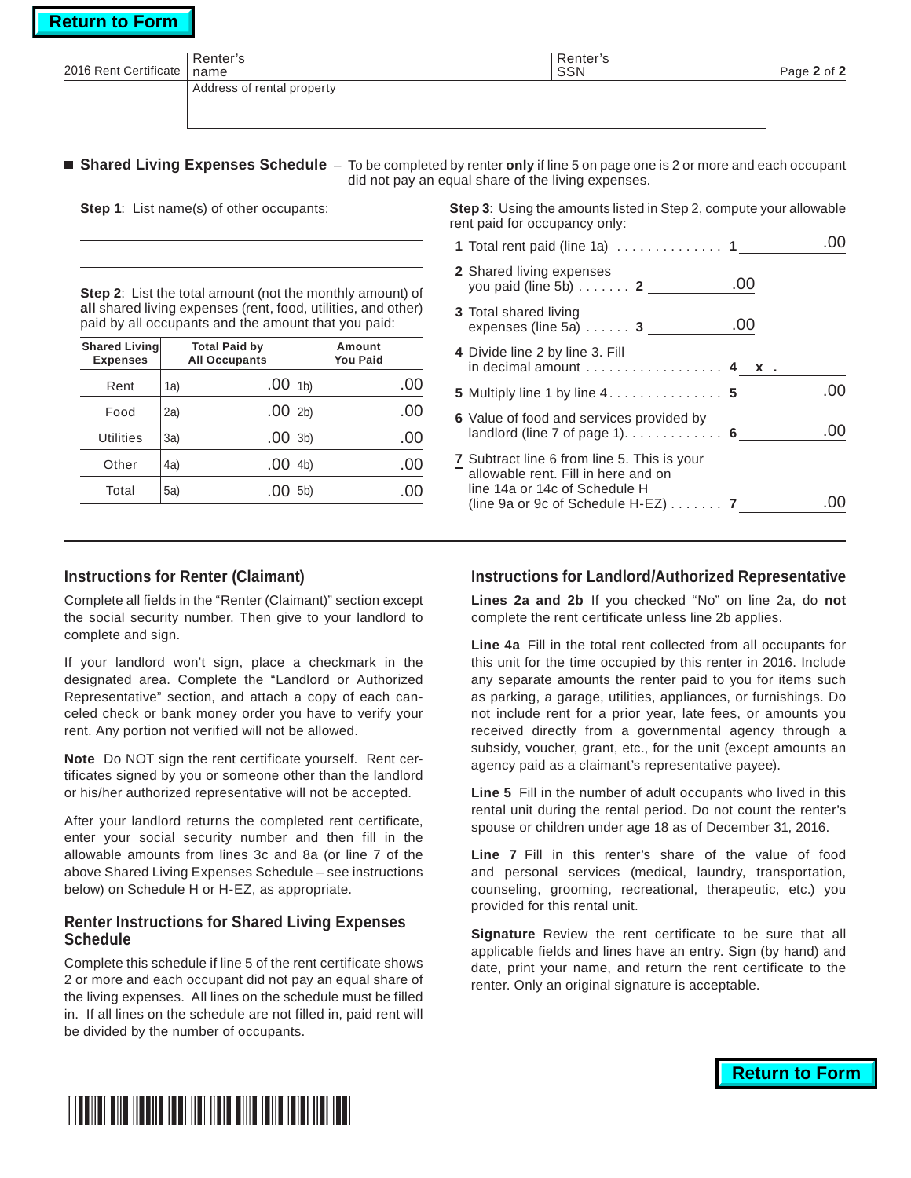Return to Form

2016 Rent Certificate | Renter's name | Renter's SSN

Address of rental property

## Shared Living Expenses Schedule

– To be completed by renter **only** if line 5 on page one is 2 or more and each occupant did not pay an equal share of the living expenses.

**Step 1**: List name(s) of other occupants:

**Step 2**: List the total amount (not the monthly amount) of **all** shared living expenses (rent, food, utilities, and other) paid by all occupants and the amount that you paid:

| Shared Living Expenses | Total Paid by All Occupants | Amount You Paid |
|---|---|---|
| Rent | 1a) .00 | 1b) .00 |
| Food | 2a) .00 | 2b) .00 |
| Utilities | 3a) .00 | 3b) .00 |
| Other | 4a) .00 | 4b) .00 |
| Total | 5a) .00 | 5b) .00 |

**Step 3**: Using the amounts listed in Step 2, compute your allowable rent paid for occupancy only:

1 Total rent paid (line 1a) . . . . . . . . . . . . . . 1 .00

2 Shared living expenses you paid (line 5b) . . . . . . . 2 .00

3 Total shared living expenses (line 5a) . . . . . . 3 .00

4 Divide line 2 by line 3. Fill in decimal amount . . . . . . . . . . . . . . . . . . 4 x .

5 Multiply line 1 by line 4 . . . . . . . . . . . . . . . 5 .00

6 Value of food and services provided by landlord (line 7 of page 1) . . . . . . . . . . . . . 6 .00

7 Subtract line 6 from line 5. This is your allowable rent. Fill in here and on line 14a or 14c of Schedule H (line 9a or 9c of Schedule H-EZ) . . . . . . . 7 .00

### Instructions for Renter (Claimant)

Complete all fields in the "Renter (Claimant)" section except the social security number. Then give to your landlord to complete and sign.

If your landlord won't sign, place a checkmark in the designated area. Complete the "Landlord or Authorized Representative" section, and attach a copy of each canceled check or bank money order you have to verify your rent. Any portion not verified will not be allowed.

**Note** Do NOT sign the rent certificate yourself. Rent certificates signed by you or someone other than the landlord or his/her authorized representative will not be accepted.

After your landlord returns the completed rent certificate, enter your social security number and then fill in the allowable amounts from lines 3c and 8a (or line 7 of the above Shared Living Expenses Schedule – see instructions below) on Schedule H or H-EZ, as appropriate.

### Renter Instructions for Shared Living Expenses Schedule

Complete this schedule if line 5 of the rent certificate shows 2 or more and each occupant did not pay an equal share of the living expenses. All lines on the schedule must be filled in. If all lines on the schedule are not filled in, paid rent will be divided by the number of occupants.

### Instructions for Landlord/Authorized Representative

**Lines 2a and 2b** If you checked "No" on line 2a, do **not** complete the rent certificate unless line 2b applies.

**Line 4a** Fill in the total rent collected from all occupants for this unit for the time occupied by this renter in 2016. Include any separate amounts the renter paid to you for items such as parking, a garage, utilities, appliances, or furnishings. Do not include rent for a prior year, late fees, or amounts you received directly from a governmental agency through a subsidy, voucher, grant, etc., for the unit (except amounts an agency paid as a claimant's representative payee).

**Line 5** Fill in the number of adult occupants who lived in this rental unit during the rental period. Do not count the renter's spouse or children under age 18 as of December 31, 2016.

**Line 7** Fill in this renter's share of the value of food and personal services (medical, laundry, transportation, counseling, grooming, recreational, therapeutic, etc.) you provided for this rental unit.

**Signature** Review the rent certificate to be sure that all applicable fields and lines have an entry. Sign (by hand) and date, print your name, and return the rent certificate to the renter. Only an original signature is acceptable.

Return to Form